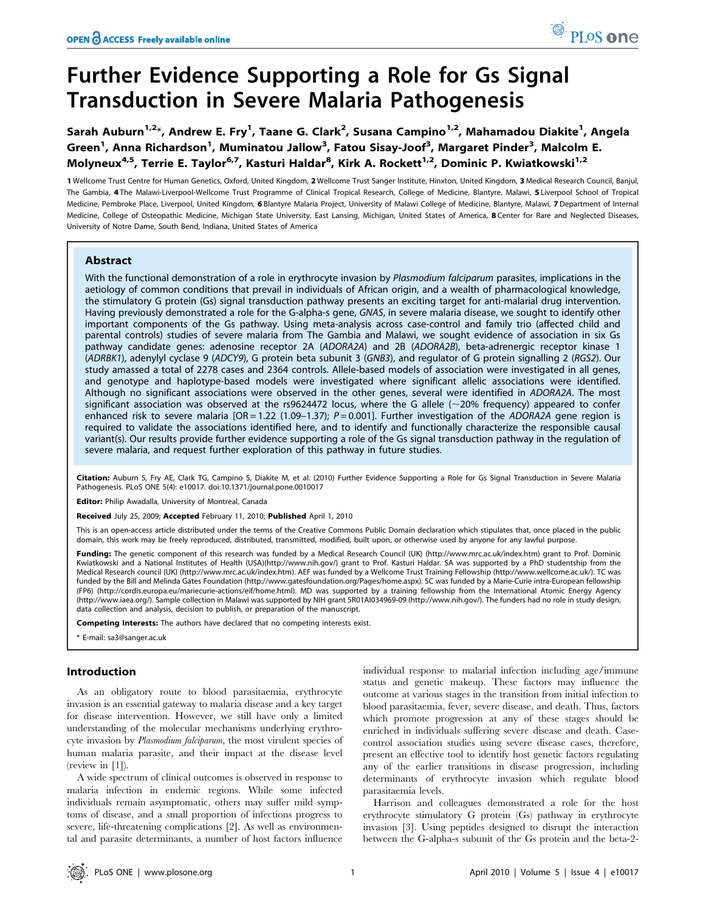# Further Evidence Supporting a Role for Gs Signal Transduction in Severe Malaria Pathogenesis

Sarah Auburn[1,2]*, Andrew E. Fry[1], Taane G. Clark[2], Susana Campino[1,2], Mahamadou Diakite[1], Angela Green[1], Anna Richardson[1], Muminatou Jallow[3], Fatou Sisay-Joof[3], Margaret Pinder[3], Malcolm E. Molyneux[4,5], Terrie E. Taylor[6,7], Kasturi Haldar[8], Kirk A. Rockett[1,2], Dominic P. Kwiatkowski[1,2]

**1** Wellcome Trust Centre for Human Genetics, Oxford, United Kingdom, **2** Wellcome Trust Sanger Institute, Hinxton, United Kingdom, **3** Medical Research Council, Banjul, The Gambia, **4** The Malawi-Liverpool-Wellcome Trust Programme of Clinical Tropical Research, College of Medicine, Blantyre, Malawi, **5** Liverpool School of Tropical Medicine, Pembroke Place, Liverpool, United Kingdom, **6** Blantyre Malaria Project, University of Malawi College of Medicine, Blantyre, Malawi, **7** Department of Internal Medicine, College of Osteopathic Medicine, Michigan State University, East Lansing, Michigan, United States of America, **8** Center for Rare and Neglected Diseases, University of Notre Dame, South Bend, Indiana, United States of America

## Abstract

With the functional demonstration of a role in erythrocyte invasion by *Plasmodium falciparum* parasites, implications in the aetiology of common conditions that prevail in individuals of African origin, and a wealth of pharmacological knowledge, the stimulatory G protein (Gs) signal transduction pathway presents an exciting target for anti-malarial drug intervention. Having previously demonstrated a role for the G-alpha-s gene, *GNAS*, in severe malaria disease, we sought to identify other important components of the Gs pathway. Using meta-analysis across case-control and family trio (affected child and parental controls) studies of severe malaria from The Gambia and Malawi, we sought evidence of association in six Gs pathway candidate genes: adenosine receptor 2A (*ADORA2A*) and 2B (*ADORA2B*), beta-adrenergic receptor kinase 1 (*ADRBK1*), adenylyl cyclase 9 (*ADCY9*), G protein beta subunit 3 (*GNB3*), and regulator of G protein signalling 2 (*RGS2*). Our study amassed a total of 2278 cases and 2364 controls. Allele-based models of association were investigated in all genes, and genotype and haplotype-based models were investigated where significant allelic associations were identified. Although no significant associations were observed in the other genes, several were identified in *ADORA2A*. The most significant association was observed at the rs9624472 locus, where the G allele (~20% frequency) appeared to confer enhanced risk to severe malaria [OR = 1.22 (1.09–1.37); $P = 0.001$]. Further investigation of the *ADORA2A* gene region is required to validate the associations identified here, and to identify and functionally characterize the responsible causal variant(s). Our results provide further evidence supporting a role of the Gs signal transduction pathway in the regulation of severe malaria, and request further exploration of this pathway in future studies.

**Citation:** Auburn S, Fry AE, Clark TG, Campino S, Diakite M, et al. (2010) Further Evidence Supporting a Role for Gs Signal Transduction in Severe Malaria Pathogenesis. PLoS ONE 5(4): e10017. doi:10.1371/journal.pone.0010017

**Editor:** Philip Awadalla, University of Montreal, Canada

**Received** July 25, 2009; **Accepted** February 11, 2010; **Published** April 1, 2010

This is an open-access article distributed under the terms of the Creative Commons Public Domain declaration which stipulates that, once placed in the public domain, this work may be freely reproduced, distributed, transmitted, modified, built upon, or otherwise used by anyone for any lawful purpose.

**Funding:** The genetic component of this research was funded by a Medical Research Council (UK) (http://www.mrc.ac.uk/index.htm) grant to Prof. Dominic Kwiatkowski and a National Institutes of Health (USA)(http://www.nih.gov/) grant to Prof. Kasturi Haldar. SA was supported by a PhD studentship from the Medical Research council (UK) (http://www.mrc.ac.uk/index.htm). AEF was funded by a Wellcome Trust Training Fellowship (http://www.wellcome.ac.uk/). TC was funded by the Bill and Melinda Gates Foundation (http://www.gatesfoundation.org/Pages/home.aspx). SC was funded by a Marie-Curie intra-European fellowship (FP6) (http://cordis.europa.eu/mariecurie-actions/eif/home.html). MD was supported by a training fellowship from the International Atomic Energy Agency (http://www.iaea.org/). Sample collection in Malawi was supported by NIH grant 5R01AI034969-09 (http://www.nih.gov/). The funders had no role in study design, data collection and analysis, decision to publish, or preparation of the manuscript.

**Competing Interests:** The authors have declared that no competing interests exist.

\* E-mail: sa3@sanger.ac.uk

## Introduction

As an obligatory route to blood parasitaemia, erythrocyte invasion is an essential gateway to malaria disease and a key target for disease intervention. However, we still have only a limited understanding of the molecular mechanisms underlying erythrocyte invasion by *Plasmodium falciparum*, the most virulent species of human malaria parasite, and their impact at the disease level (review in [1]).

A wide spectrum of clinical outcomes is observed in response to malaria infection in endemic regions. While some infected individuals remain asymptomatic, others may suffer mild symptoms of disease, and a small proportion of infections progress to severe, life-threatening complications [2]. As well as environmental and parasite determinants, a number of host factors influence individual response to malarial infection including age/immune status and genetic makeup. These factors may influence the outcome at various stages in the transition from initial infection to blood parasitaemia, fever, severe disease, and death. Thus, factors which promote progression at any of these stages should be enriched in individuals suffering severe disease and death. Case-control association studies using severe disease cases, therefore, present an effective tool to identify host genetic factors regulating any of the earlier transitions in disease progression, including determinants of erythrocyte invasion which regulate blood parasitaemia levels.

Harrison and colleagues demonstrated a role for the host erythrocyte stimulatory G protein (Gs) pathway in erythrocyte invasion [3]. Using peptides designed to disrupt the interaction between the G-alpha-s subunit of the Gs protein and the beta-2-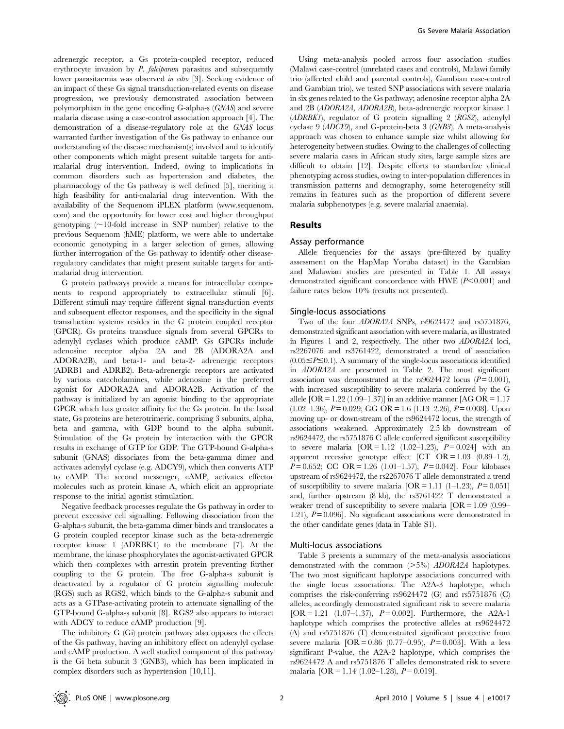adrenergic receptor, a Gs protein-coupled receptor, reduced erythrocyte invasion by *P. falciparum* parasites and subsequently lower parasitaemia was observed *in vitro* [3]. Seeking evidence of an impact of these Gs signal transduction-related events on disease progression, we previously demonstrated association between polymorphism in the gene encoding G-alpha-s (*GNAS*) and severe malaria disease using a case-control association approach [4]. The demonstration of a disease-regulatory role at the *GNAS* locus warranted further investigation of the Gs pathway to enhance our understanding of the disease mechanism(s) involved and to identify other components which might present suitable targets for anti-malarial drug intervention. Indeed, owing to implications in common disorders such as hypertension and diabetes, the pharmacology of the Gs pathway is well defined [5], meriting it high feasibility for anti-malarial drug intervention. With the availability of the Sequenom iPLEX platform (www.sequenom.com) and the opportunity for lower cost and higher throughput genotyping (~10-fold increase in SNP number) relative to the previous Sequenom (hME) platform, we were able to undertake economic genotyping in a larger selection of genes, allowing further interrogation of the Gs pathway to identify other disease-regulatory candidates that might present suitable targets for anti-malarial drug intervention.

G protein pathways provide a means for intracellular components to respond appropriately to extracellular stimuli [6]. Different stimuli may require different signal transduction events and subsequent effector responses, and the specificity in the signal transduction systems resides in the G protein coupled receptor (GPCR). Gs proteins transduce signals from several GPCRs to adenylyl cyclases which produce cAMP. Gs GPCRs include adenosine receptor alpha 2A and 2B (ADORA2A and ADORA2B), and beta-1- and beta-2- adrenergic receptors (ADRB1 and ADRB2). Beta-adrenergic receptors are activated by various catecholamines, while adenosine is the preferred agonist for ADORA2A and ADORA2B. Activation of the pathway is initialized by an agonist binding to the appropriate GPCR which has greater affinity for the Gs protein. In the basal state, Gs proteins are heterotrimeric, comprising 3 subunits, alpha, beta and gamma, with GDP bound to the alpha subunit. Stimulation of the Gs protein by interaction with the GPCR results in exchange of GTP for GDP. The GTP-bound G-alpha-s subunit (GNAS) dissociates from the beta-gamma dimer and activates adenylyl cyclase (e.g. ADCY9), which then converts ATP to cAMP. The second messenger, cAMP, activates effector molecules such as protein kinase A, which elicit an appropriate response to the initial agonist stimulation.

Negative feedback processes regulate the Gs pathway in order to prevent excessive cell signalling. Following dissociation from the G-alpha-s subunit, the beta-gamma dimer binds and translocates a G protein coupled receptor kinase such as the beta-adrenergic receptor kinase 1 (ADRBK1) to the membrane [7]. At the membrane, the kinase phosphorylates the agonist-activated GPCR which then complexes with arrestin protein preventing further coupling to the G protein. The free G-alpha-s subunit is deactivated by a regulator of G protein signalling molecule (RGS) such as RGS2, which binds to the G-alpha-s subunit and acts as a GTPase-activating protein to attenuate signalling of the GTP-bound G-alpha-s subunit [8]. RGS2 also appears to interact with ADCY to reduce cAMP production [9].

The inhibitory G (Gi) protein pathway also opposes the effects of the Gs pathway, having an inhibitory effect on adenylyl cyclase and cAMP production. A well studied component of this pathway is the Gi beta subunit 3 (GNB3), which has been implicated in complex disorders such as hypertension [10,11].

Using meta-analysis pooled across four association studies (Malawi case-control (unrelated cases and controls), Malawi family trio (affected child and parental controls), Gambian case-control and Gambian trio), we tested SNP associations with severe malaria in six genes related to the Gs pathway; adenosine receptor alpha 2A and 2B (*ADORA2A*, *ADORA2B*), beta-adrenergic receptor kinase 1 (*ADRBK1*), regulator of G protein signalling 2 (*RGS2*), adenylyl cyclase 9 (*ADCY9*), and G-protein-beta 3 (*GNB3*). A meta-analysis approach was chosen to enhance sample size whilst allowing for heterogeneity between studies. Owing to the challenges of collecting severe malaria cases in African study sites, large sample sizes are difficult to obtain [12]. Despite efforts to standardize clinical phenotyping across studies, owing to inter-population differences in transmission patterns and demography, some heterogeneity still remains in features such as the proportion of different severe malaria subphenotypes (e.g. severe malarial anaemia).

## Results

### Assay performance

Allele frequencies for the assays (pre-filtered by quality assessment on the HapMap Yoruba dataset) in the Gambian and Malawian studies are presented in Table 1. All assays demonstrated significant concordance with HWE ($P<0.001$) and failure rates below 10% (results not presented).

### Single-locus associations

Two of the four *ADORA2A* SNPs, rs9624472 and rs5751876, demonstrated significant association with severe malaria, as illustrated in Figures 1 and 2, respectively. The other two *ADORA2A* loci, rs2267076 and rs3761422, demonstrated a trend of association ($0.05 \leq P \leq 0.1$). A summary of the single-locus associations identified in *ADORA2A* are presented in Table 2. The most significant association was demonstrated at the rs9624472 locus ($P = 0.001$), with increased susceptibility to severe malaria conferred by the G allele [OR = 1.22 (1.09–1.37)] in an additive manner [AG OR = 1.17 (1.02–1.36), $P = 0.029$; GG OR = 1.6 (1.13–2.26), $P = 0.008$]. Upon moving up- or down-stream of the rs9624472 locus, the strength of associations weakened. Approximately 2.5 kb downstream of rs9624472, the rs5751876 C allele conferred significant susceptibility to severe malaria [OR = 1.12 (1.02–1.23), $P = 0.024$] with an apparent recessive genotype effect [CT OR = 1.03 (0.89–1.2), $P = 0.652$; CC OR = 1.26 (1.01–1.57), $P = 0.042$]. Four kilobases upstream of rs9624472, the rs2267076 T allele demonstrated a trend of susceptibility to severe malaria [OR = 1.11 (1–1.23), $P = 0.051$] and, further upstream (8 kb), the rs3761422 T demonstrated a weaker trend of susceptibility to severe malaria [OR = 1.09 (0.99–1.21), $P = 0.096$]. No significant associations were demonstrated in the other candidate genes (data in Table S1).

### Multi-locus associations

Table 3 presents a summary of the meta-analysis associations demonstrated with the common (>5%) *ADORA2A* haplotypes. The two most significant haplotype associations concurred with the single locus associations. The A2A-3 haplotype, which comprises the risk-conferring rs9624472 (G) and rs5751876 (C) alleles, accordingly demonstrated significant risk to severe malaria [OR = 1.21 (1.07–1.37), $P = 0.002$]. Furthermore, the A2A-1 haplotype which comprises the protective alleles at rs9624472 (A) and rs5751876 (T) demonstrated significant protective from severe malaria [OR = 0.86 (0.77–0.95), $P = 0.003$]. With a less significant P-value, the A2A-2 haplotype, which comprises the rs9624472 A and rs5751876 T alleles demonstrated risk to severe malaria [OR = 1.14 (1.02–1.28), $P = 0.019$].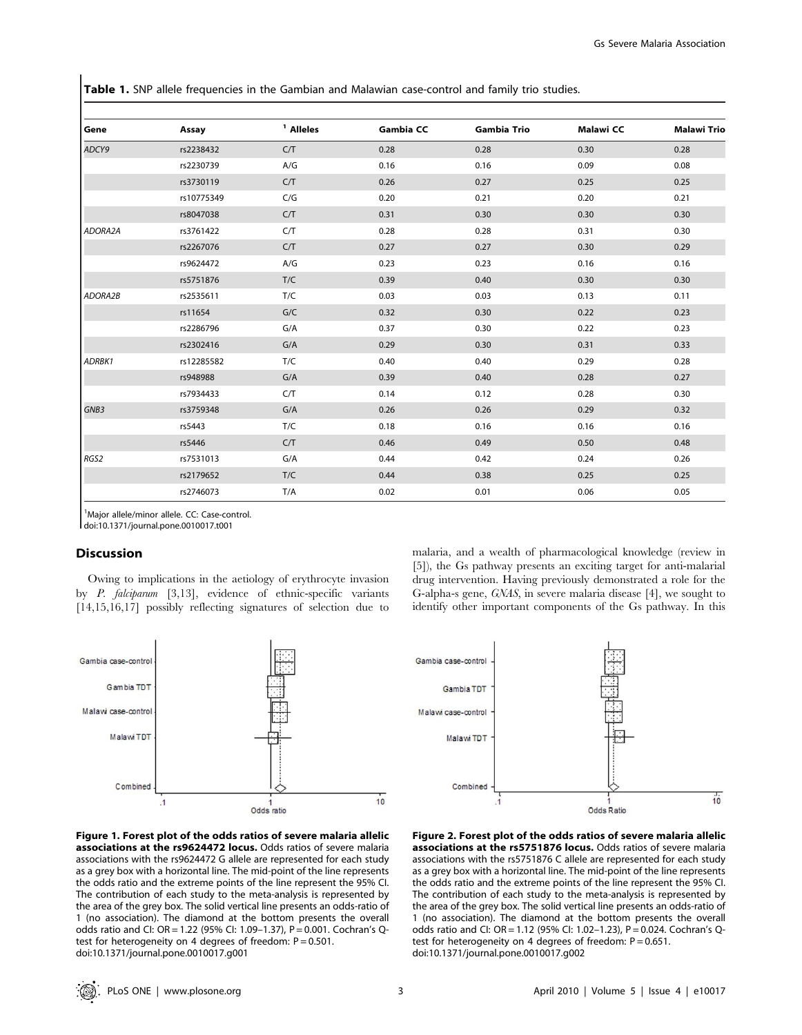**Table 1.** SNP allele frequencies in the Gambian and Malawian case-control and family trio studies.

| Gene | Assay | [1] Alleles | Gambia CC | Gambia Trio | Malawi CC | Malawi Trio |
|---|---|---|---|---|---|---|
| *ADCY9* | rs2238432 | C/T | 0.28 | 0.28 | 0.30 | 0.28 |
| | rs2230739 | A/G | 0.16 | 0.16 | 0.09 | 0.08 |
| | rs3730119 | C/T | 0.26 | 0.27 | 0.25 | 0.25 |
| | rs10775349 | C/G | 0.20 | 0.21 | 0.20 | 0.21 |
| | rs8047038 | C/T | 0.31 | 0.30 | 0.30 | 0.30 |
| *ADORA2A* | rs3761422 | C/T | 0.28 | 0.28 | 0.31 | 0.30 |
| | rs2267076 | C/T | 0.27 | 0.27 | 0.30 | 0.29 |
| | rs9624472 | A/G | 0.23 | 0.23 | 0.16 | 0.16 |
| | rs5751876 | T/C | 0.39 | 0.40 | 0.30 | 0.30 |
| *ADORA2B* | rs2535611 | T/C | 0.03 | 0.03 | 0.13 | 0.11 |
| | rs11654 | G/C | 0.32 | 0.30 | 0.22 | 0.23 |
| | rs2286796 | G/A | 0.37 | 0.30 | 0.22 | 0.23 |
| | rs2302416 | G/A | 0.29 | 0.30 | 0.31 | 0.33 |
| *ADRBK1* | rs12285582 | T/C | 0.40 | 0.40 | 0.29 | 0.28 |
| | rs948988 | G/A | 0.39 | 0.40 | 0.28 | 0.27 |
| | rs7934433 | C/T | 0.14 | 0.12 | 0.28 | 0.30 |
| *GNB3* | rs3759348 | G/A | 0.26 | 0.26 | 0.29 | 0.32 |
| | rs5443 | T/C | 0.18 | 0.16 | 0.16 | 0.16 |
| | rs5446 | C/T | 0.46 | 0.49 | 0.50 | 0.48 |
| *RGS2* | rs7531013 | G/A | 0.44 | 0.42 | 0.24 | 0.26 |
| | rs2179652 | T/C | 0.44 | 0.38 | 0.25 | 0.25 |
| | rs2746073 | T/A | 0.02 | 0.01 | 0.06 | 0.05 |

[1]Major allele/minor allele. CC: Case-control.
doi:10.1371/journal.pone.0010017.t001

## Discussion

Owing to implications in the aetiology of erythrocyte invasion by *P. falciparum* [3,13], evidence of ethnic-specific variants [14,15,16,17] possibly reflecting signatures of selection due to malaria, and a wealth of pharmacological knowledge (review in [5]), the Gs pathway presents an exciting target for anti-malarial drug intervention. Having previously demonstrated a role for the G-alpha-s gene, *GNAS*, in severe malaria disease [4], we sought to identify other important components of the Gs pathway. In this

**Figure 1. Forest plot of the odds ratios of severe malaria allelic associations at the rs9624472 locus.** Odds ratios of severe malaria associations with the rs9624472 G allele are represented for each study as a grey box with a horizontal line. The mid-point of the line represents the odds ratio and the extreme points of the line represent the 95% CI. The contribution of each study to the meta-analysis is represented by the area of the grey box. The solid vertical line presents an odds-ratio of 1 (no association). The diamond at the bottom presents the overall odds ratio and CI: OR = 1.22 (95% CI: 1.09–1.37), P = 0.001. Cochran's Q-test for heterogeneity on 4 degrees of freedom: P = 0.501.
doi:10.1371/journal.pone.0010017.g001

**Figure 2. Forest plot of the odds ratios of severe malaria allelic associations at the rs5751876 locus.** Odds ratios of severe malaria associations with the rs5751876 C allele are represented for each study as a grey box with a horizontal line. The mid-point of the line represents the odds ratio and the extreme points of the line represent the 95% CI. The contribution of each study to the meta-analysis is represented by the area of the grey box. The solid vertical line presents an odds-ratio of 1 (no association). The diamond at the bottom presents the overall odds ratio and CI: OR = 1.12 (95% CI: 1.02–1.23), P = 0.024. Cochran's Q-test for heterogeneity on 4 degrees of freedom: P = 0.651.
doi:10.1371/journal.pone.0010017.g002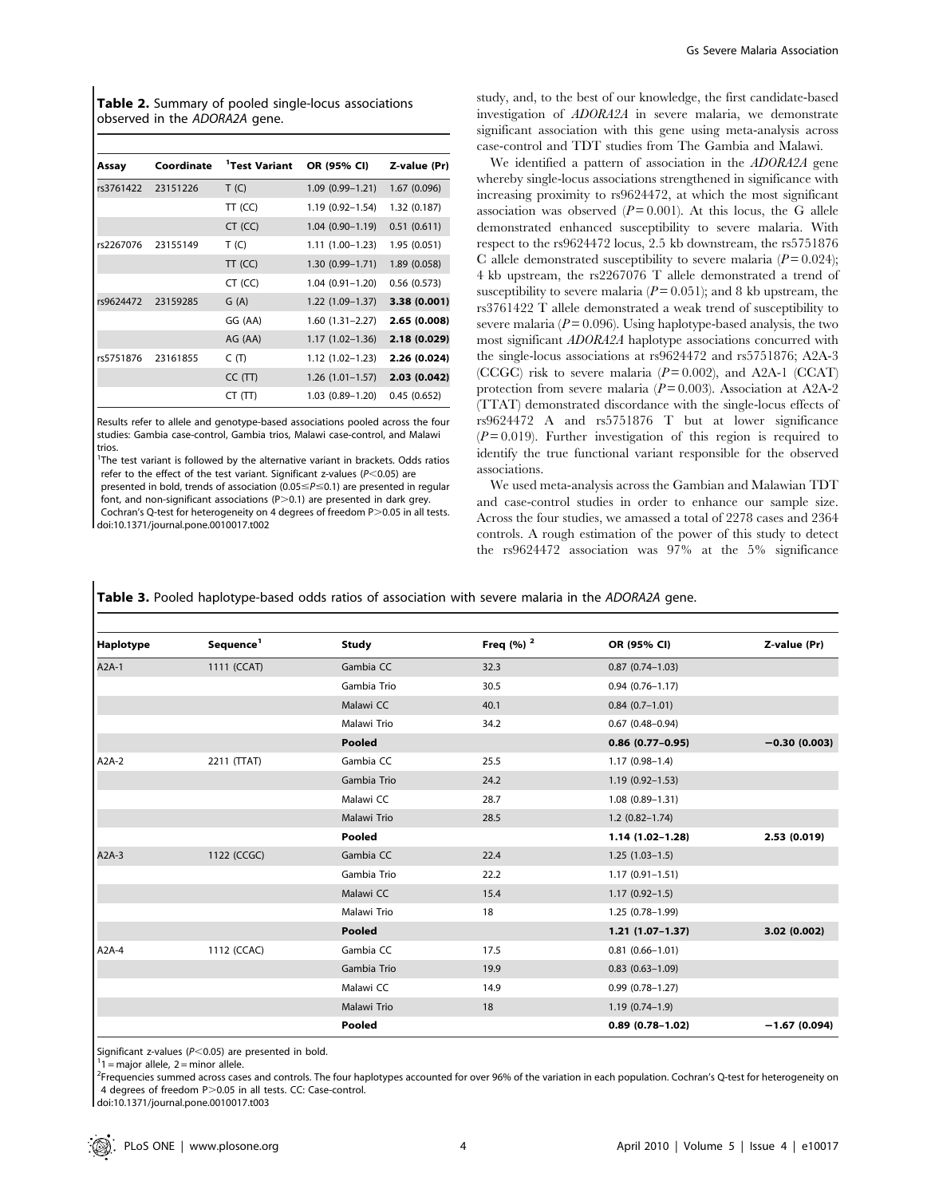**Table 2.** Summary of pooled single-locus associations observed in the *ADORA2A* gene.

| Assay | Coordinate | [1]Test Variant | OR (95% CI) | Z-value (Pr) |
|---|---|---|---|---|
| rs3761422 | 23151226 | T (C) | 1.09 (0.99–1.21) | 1.67 (0.096) |
| | | TT (CC) | 1.19 (0.92–1.54) | 1.32 (0.187) |
| | | CT (CC) | 1.04 (0.90–1.19) | 0.51 (0.611) |
| rs2267076 | 23155149 | T (C) | 1.11 (1.00–1.23) | 1.95 (0.051) |
| | | TT (CC) | 1.30 (0.99–1.71) | 1.89 (0.058) |
| | | CT (CC) | 1.04 (0.91–1.20) | 0.56 (0.573) |
| rs9624472 | 23159285 | G (A) | 1.22 (1.09–1.37) | **3.38 (0.001)** |
| | | GG (AA) | 1.60 (1.31–2.27) | **2.65 (0.008)** |
| | | AG (AA) | 1.17 (1.02–1.36) | **2.18 (0.029)** |
| rs5751876 | 23161855 | C (T) | 1.12 (1.02–1.23) | **2.26 (0.024)** |
| | | CC (TT) | 1.26 (1.01–1.57) | **2.03 (0.042)** |
| | | CT (TT) | 1.03 (0.89–1.20) | 0.45 (0.652) |

Results refer to allele and genotype-based associations pooled across the four studies: Gambia case-control, Gambia trios, Malawi case-control, and Malawi trios.

[1]The test variant is followed by the alternative variant in brackets. Odds ratios refer to the effect of the test variant. Significant z-values ($P<0.05$) are presented in bold, trends of association ($0.05 \leq P \leq 0.1$) are presented in regular font, and non-significant associations ($P>0.1$) are presented in dark grey. Cochran's Q-test for heterogeneity on 4 degrees of freedom $P>0.05$ in all tests.
doi:10.1371/journal.pone.0010017.t002

study, and, to the best of our knowledge, the first candidate-based investigation of *ADORA2A* in severe malaria, we demonstrate significant association with this gene using meta-analysis across case-control and TDT studies from The Gambia and Malawi.

We identified a pattern of association in the *ADORA2A* gene whereby single-locus associations strengthened in significance with increasing proximity to rs9624472, at which the most significant association was observed ($P=0.001$). At this locus, the G allele demonstrated enhanced susceptibility to severe malaria. With respect to the rs9624472 locus, 2.5 kb downstream, the rs5751876 C allele demonstrated susceptibility to severe malaria ($P=0.024$); 4 kb upstream, the rs2267076 T allele demonstrated a trend of susceptibility to severe malaria ($P=0.051$); and 8 kb upstream, the rs3761422 T allele demonstrated a weak trend of susceptibility to severe malaria ($P=0.096$). Using haplotype-based analysis, the two most significant *ADORA2A* haplotype associations concurred with the single-locus associations at rs9624472 and rs5751876; A2A-3 (CCGC) risk to severe malaria ($P=0.002$), and A2A-1 (CCAT) protection from severe malaria ($P=0.003$). Association at A2A-2 (TTAT) demonstrated discordance with the single-locus effects of rs9624472 A and rs5751876 T but at lower significance ($P=0.019$). Further investigation of this region is required to identify the true functional variant responsible for the observed associations.

We used meta-analysis across the Gambian and Malawian TDT and case-control studies in order to enhance our sample size. Across the four studies, we amassed a total of 2278 cases and 2364 controls. A rough estimation of the power of this study to detect the rs9624472 association was 97% at the 5% significance

**Table 3.** Pooled haplotype-based odds ratios of association with severe malaria in the *ADORA2A* gene.

| Haplotype | Sequence[1] | Study | Freq (%) [2] | OR (95% CI) | Z-value (Pr) |
|---|---|---|---|---|---|
| A2A-1 | 1111 (CCAT) | Gambia CC | 32.3 | 0.87 (0.74–1.03) | |
| | | Gambia Trio | 30.5 | 0.94 (0.76–1.17) | |
| | | Malawi CC | 40.1 | 0.84 (0.7–1.01) | |
| | | Malawi Trio | 34.2 | 0.67 (0.48–0.94) | |
| | | **Pooled** | | **0.86 (0.77–0.95)** | **−0.30 (0.003)** |
| A2A-2 | 2211 (TTAT) | Gambia CC | 25.5 | 1.17 (0.98–1.4) | |
| | | Gambia Trio | 24.2 | 1.19 (0.92–1.53) | |
| | | Malawi CC | 28.7 | 1.08 (0.89–1.31) | |
| | | Malawi Trio | 28.5 | 1.2 (0.82–1.74) | |
| | | **Pooled** | | **1.14 (1.02–1.28)** | **2.53 (0.019)** |
| A2A-3 | 1122 (CCGC) | Gambia CC | 22.4 | 1.25 (1.03–1.5) | |
| | | Gambia Trio | 22.2 | 1.17 (0.91–1.51) | |
| | | Malawi CC | 15.4 | 1.17 (0.92–1.5) | |
| | | Malawi Trio | 18 | 1.25 (0.78–1.99) | |
| | | **Pooled** | | **1.21 (1.07–1.37)** | **3.02 (0.002)** |
| A2A-4 | 1112 (CCAC) | Gambia CC | 17.5 | 0.81 (0.66–1.01) | |
| | | Gambia Trio | 19.9 | 0.83 (0.63–1.09) | |
| | | Malawi CC | 14.9 | 0.99 (0.78–1.27) | |
| | | Malawi Trio | 18 | 1.19 (0.74–1.9) | |
| | | **Pooled** | | **0.89 (0.78–1.02)** | **−1.67 (0.094)** |

Significant z-values ($P<0.05$) are presented in bold.
[1]1 = major allele, 2 = minor allele.
[2]Frequencies summed across cases and controls. The four haplotypes accounted for over 96% of the variation in each population. Cochran's Q-test for heterogeneity on 4 degrees of freedom $P>0.05$ in all tests. CC: Case-control.
doi:10.1371/journal.pone.0010017.t003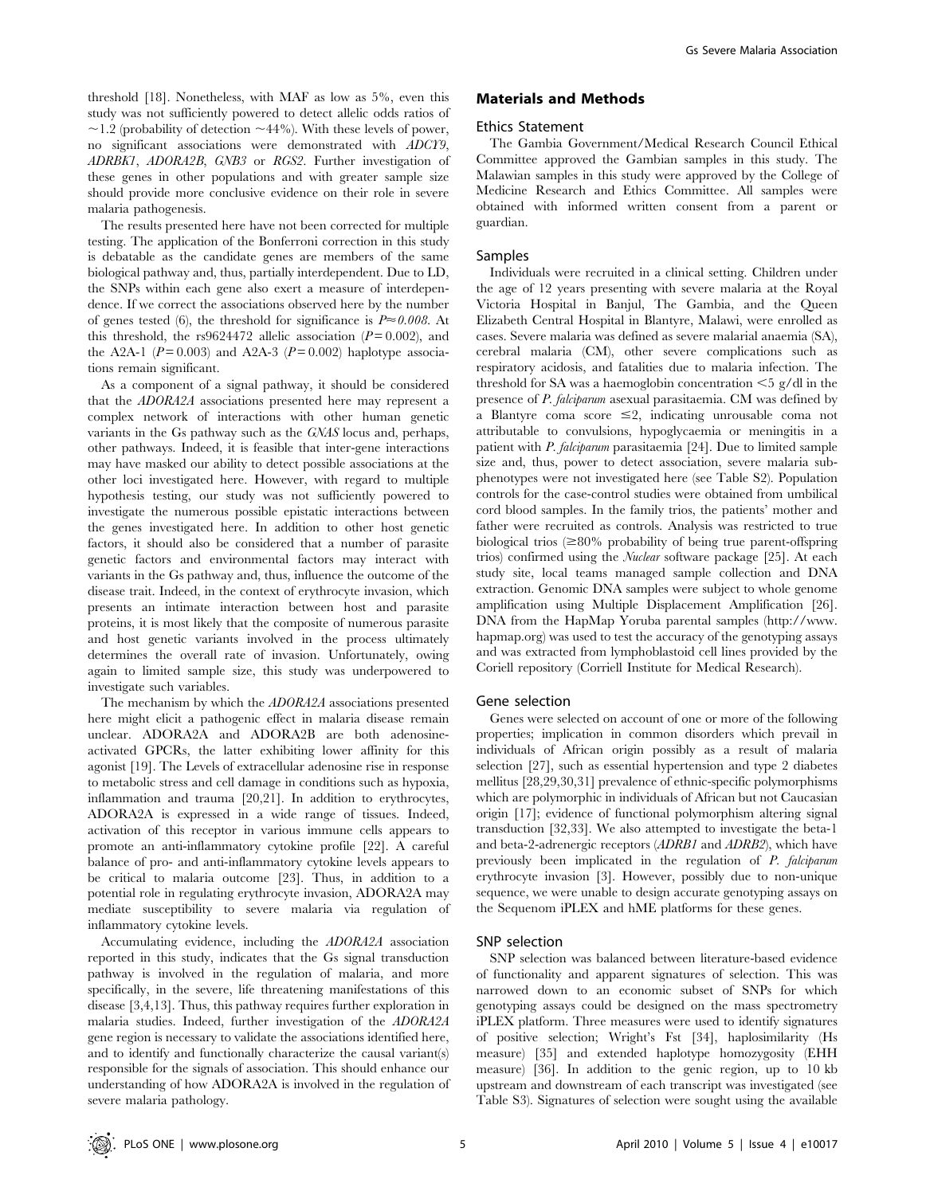threshold [18]. Nonetheless, with MAF as low as 5%, even this study was not sufficiently powered to detect allelic odds ratios of ~1.2 (probability of detection ~44%). With these levels of power, no significant associations were demonstrated with *ADCY9*, *ADRBK1*, *ADORA2B*, *GNB3* or *RGS2*. Further investigation of these genes in other populations and with greater sample size should provide more conclusive evidence on their role in severe malaria pathogenesis.

The results presented here have not been corrected for multiple testing. The application of the Bonferroni correction in this study is debatable as the candidate genes are members of the same biological pathway and, thus, partially interdependent. Due to LD, the SNPs within each gene also exert a measure of interdependence. If we correct the associations observed here by the number of genes tested (6), the threshold for significance is $P \approx 0.008$. At this threshold, the rs9624472 allelic association ($P = 0.002$), and the A2A-1 ($P = 0.003$) and A2A-3 ($P = 0.002$) haplotype associations remain significant.

As a component of a signal pathway, it should be considered that the *ADORA2A* associations presented here may represent a complex network of interactions with other human genetic variants in the Gs pathway such as the *GNAS* locus and, perhaps, other pathways. Indeed, it is feasible that inter-gene interactions may have masked our ability to detect possible associations at the other loci investigated here. However, with regard to multiple hypothesis testing, our study was not sufficiently powered to investigate the numerous possible epistatic interactions between the genes investigated here. In addition to other host genetic factors, it should also be considered that a number of parasite genetic factors and environmental factors may interact with variants in the Gs pathway and, thus, influence the outcome of the disease trait. Indeed, in the context of erythrocyte invasion, which presents an intimate interaction between host and parasite proteins, it is most likely that the composite of numerous parasite and host genetic variants involved in the process ultimately determines the overall rate of invasion. Unfortunately, owing again to limited sample size, this study was underpowered to investigate such variables.

The mechanism by which the *ADORA2A* associations presented here might elicit a pathogenic effect in malaria disease remain unclear. ADORA2A and ADORA2B are both adenosine-activated GPCRs, the latter exhibiting lower affinity for this agonist [19]. The Levels of extracellular adenosine rise in response to metabolic stress and cell damage in conditions such as hypoxia, inflammation and trauma [20,21]. In addition to erythrocytes, ADORA2A is expressed in a wide range of tissues. Indeed, activation of this receptor in various immune cells appears to promote an anti-inflammatory cytokine profile [22]. A careful balance of pro- and anti-inflammatory cytokine levels appears to be critical to malaria outcome [23]. Thus, in addition to a potential role in regulating erythrocyte invasion, ADORA2A may mediate susceptibility to severe malaria via regulation of inflammatory cytokine levels.

Accumulating evidence, including the *ADORA2A* association reported in this study, indicates that the Gs signal transduction pathway is involved in the regulation of malaria, and more specifically, in the severe, life threatening manifestations of this disease [3,4,13]. Thus, this pathway requires further exploration in malaria studies. Indeed, further investigation of the *ADORA2A* gene region is necessary to validate the associations identified here, and to identify and functionally characterize the causal variant(s) responsible for the signals of association. This should enhance our understanding of how ADORA2A is involved in the regulation of severe malaria pathology.

## Materials and Methods

### Ethics Statement

The Gambia Government/Medical Research Council Ethical Committee approved the Gambian samples in this study. The Malawian samples in this study were approved by the College of Medicine Research and Ethics Committee. All samples were obtained with informed written consent from a parent or guardian.

### Samples

Individuals were recruited in a clinical setting. Children under the age of 12 years presenting with severe malaria at the Royal Victoria Hospital in Banjul, The Gambia, and the Queen Elizabeth Central Hospital in Blantyre, Malawi, were enrolled as cases. Severe malaria was defined as severe malarial anaemia (SA), cerebral malaria (CM), other severe complications such as respiratory acidosis, and fatalities due to malaria infection. The threshold for SA was a haemoglobin concentration <5 g/dl in the presence of *P. falciparum* asexual parasitaemia. CM was defined by a Blantyre coma score ≤2, indicating unrousable coma not attributable to convulsions, hypoglycaemia or meningitis in a patient with *P. falciparum* parasitaemia [24]. Due to limited sample size and, thus, power to detect association, severe malaria sub-phenotypes were not investigated here (see Table S2). Population controls for the case-control studies were obtained from umbilical cord blood samples. In the family trios, the patients' mother and father were recruited as controls. Analysis was restricted to true biological trios (≥80% probability of being true parent-offspring trios) confirmed using the *Nuclear* software package [25]. At each study site, local teams managed sample collection and DNA extraction. Genomic DNA samples were subject to whole genome amplification using Multiple Displacement Amplification [26]. DNA from the HapMap Yoruba parental samples (http://www.hapmap.org) was used to test the accuracy of the genotyping assays and was extracted from lymphoblastoid cell lines provided by the Coriell repository (Corriell Institute for Medical Research).

### Gene selection

Genes were selected on account of one or more of the following properties; implication in common disorders which prevail in individuals of African origin possibly as a result of malaria selection [27], such as essential hypertension and type 2 diabetes mellitus [28,29,30,31] prevalence of ethnic-specific polymorphisms which are polymorphic in individuals of African but not Caucasian origin [17]; evidence of functional polymorphism altering signal transduction [32,33]. We also attempted to investigate the beta-1 and beta-2-adrenergic receptors (*ADRB1* and *ADRB2*), which have previously been implicated in the regulation of *P. falciparum* erythrocyte invasion [3]. However, possibly due to non-unique sequence, we were unable to design accurate genotyping assays on the Sequenom iPLEX and hME platforms for these genes.

### SNP selection

SNP selection was balanced between literature-based evidence of functionality and apparent signatures of selection. This was narrowed down to an economic subset of SNPs for which genotyping assays could be designed on the mass spectrometry iPLEX platform. Three measures were used to identify signatures of positive selection; Wright's Fst [34], haplosimilarity (Hs measure) [35] and extended haplotype homozygosity (EHH measure) [36]. In addition to the genic region, up to 10 kb upstream and downstream of each transcript was investigated (see Table S3). Signatures of selection were sought using the available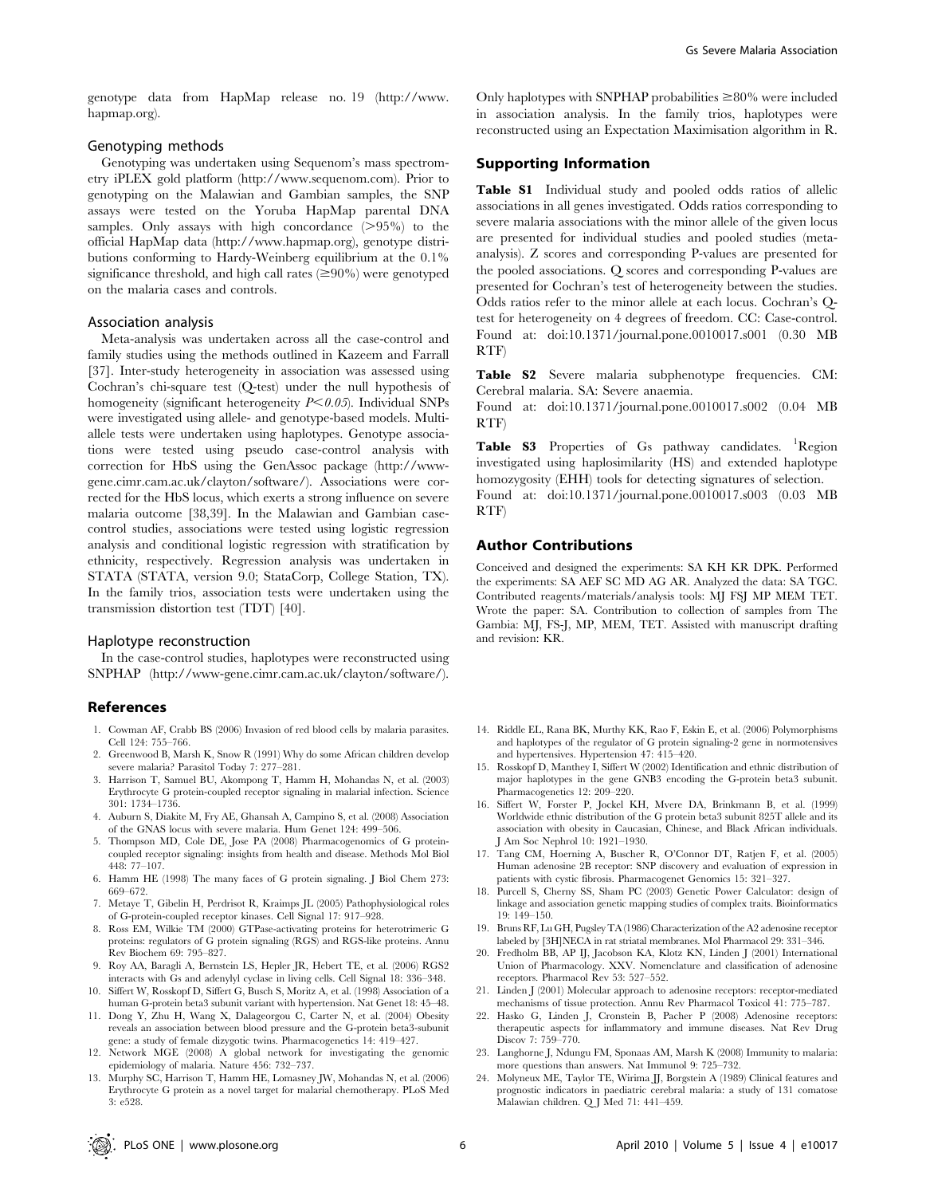genotype data from HapMap release no. 19 (http://www.hapmap.org).

### Genotyping methods

Genotyping was undertaken using Sequenom's mass spectrometry iPLEX gold platform (http://www.sequenom.com). Prior to genotyping on the Malawian and Gambian samples, the SNP assays were tested on the Yoruba HapMap parental DNA samples. Only assays with high concordance (>95%) to the official HapMap data (http://www.hapmap.org), genotype distributions conforming to Hardy-Weinberg equilibrium at the 0.1% significance threshold, and high call rates (≥90%) were genotyped on the malaria cases and controls.

### Association analysis

Meta-analysis was undertaken across all the case-control and family studies using the methods outlined in Kazeem and Farrall [37]. Inter-study heterogeneity in association was assessed using Cochran's chi-square test (Q-test) under the null hypothesis of homogeneity (significant heterogeneity $P<0.05$). Individual SNPs were investigated using allele- and genotype-based models. Multi-allele tests were undertaken using haplotypes. Genotype associations were tested using pseudo case-control analysis with correction for HbS using the GenAssoc package (http://www-gene.cimr.cam.ac.uk/clayton/software/). Associations were corrected for the HbS locus, which exerts a strong influence on severe malaria outcome [38,39]. In the Malawian and Gambian case-control studies, associations were tested using logistic regression analysis and conditional logistic regression with stratification by ethnicity, respectively. Regression analysis was undertaken in STATA (STATA, version 9.0; StataCorp, College Station, TX). In the family trios, association tests were undertaken using the transmission distortion test (TDT) [40].

### Haplotype reconstruction

In the case-control studies, haplotypes were reconstructed using SNPHAP (http://www-gene.cimr.cam.ac.uk/clayton/software/). Only haplotypes with SNPHAP probabilities ≥80% were included in association analysis. In the family trios, haplotypes were reconstructed using an Expectation Maximisation algorithm in R.

## Supporting Information

**Table S1** Individual study and pooled odds ratios of allelic associations in all genes investigated. Odds ratios corresponding to severe malaria associations with the minor allele of the given locus are presented for individual studies and pooled studies (meta-analysis). Z scores and corresponding P-values are presented for the pooled associations. Q scores and corresponding P-values are presented for Cochran's test of heterogeneity between the studies. Odds ratios refer to the minor allele at each locus. Cochran's Q-test for heterogeneity on 4 degrees of freedom. CC: Case-control.
Found at: doi:10.1371/journal.pone.0010017.s001 (0.30 MB RTF)

**Table S2** Severe malaria subphenotype frequencies. CM: Cerebral malaria. SA: Severe anaemia.
Found at: doi:10.1371/journal.pone.0010017.s002 (0.04 MB RTF)

**Table S3** Properties of Gs pathway candidates. [1]Region investigated using haplosimilarity (HS) and extended haplotype homozygosity (EHH) tools for detecting signatures of selection.
Found at: doi:10.1371/journal.pone.0010017.s003 (0.03 MB RTF)

## Author Contributions

Conceived and designed the experiments: SA KH KR DPK. Performed the experiments: SA AEF SC MD AG AR. Analyzed the data: SA TGC. Contributed reagents/materials/analysis tools: MJ FSJ MP MEM TET. Wrote the paper: SA. Contribution to collection of samples from The Gambia: MJ, FS-J, MP, MEM, TET. Assisted with manuscript drafting and revision: KR.

## References

1. Cowman AF, Crabb BS (2006) Invasion of red blood cells by malaria parasites. Cell 124: 755–766.
2. Greenwood B, Marsh K, Snow R (1991) Why do some African children develop severe malaria? Parasitol Today 7: 277–281.
3. Harrison T, Samuel BU, Akompong T, Hamm H, Mohandas N, et al. (2003) Erythrocyte G protein-coupled receptor signaling in malarial infection. Science 301: 1734–1736.
4. Auburn S, Diakite M, Fry AE, Ghansah A, Campino S, et al. (2008) Association of the GNAS locus with severe malaria. Hum Genet 124: 499–506.
5. Thompson MD, Cole DE, Jose PA (2008) Pharmacogenomics of G protein-coupled receptor signaling: insights from health and disease. Methods Mol Biol 448: 77–107.
6. Hamm HE (1998) The many faces of G protein signaling. J Biol Chem 273: 669–672.
7. Metaye T, Gibelin H, Perdrisot R, Kraimps JL (2005) Pathophysiological roles of G-protein-coupled receptor kinases. Cell Signal 17: 917–928.
8. Ross EM, Wilkie TM (2000) GTPase-activating proteins for heterotrimeric G proteins: regulators of G protein signaling (RGS) and RGS-like proteins. Annu Rev Biochem 69: 795–827.
9. Roy AA, Baragli A, Bernstein LS, Hepler JR, Hebert TE, et al. (2006) RGS2 interacts with Gs and adenylyl cyclase in living cells. Cell Signal 18: 336–348.
10. Siffert W, Rosskopf D, Siffert G, Busch S, Moritz A, et al. (1998) Association of a human G-protein beta3 subunit variant with hypertension. Nat Genet 18: 45–48.
11. Dong Y, Zhu H, Wang X, Dalageorgou C, Carter N, et al. (2004) Obesity reveals an association between blood pressure and the G-protein beta3-subunit gene: a study of female dizygotic twins. Pharmacogenetics 14: 419–427.
12. Network MGE (2008) A global network for investigating the genomic epidemiology of malaria. Nature 456: 732–737.
13. Murphy SC, Harrison T, Hamm HE, Lomasney JW, Mohandas N, et al. (2006) Erythrocyte G protein as a novel target for malarial chemotherapy. PLoS Med 3: e528.
14. Riddle EL, Rana BK, Murthy KK, Rao F, Eskin E, et al. (2006) Polymorphisms and haplotypes of the regulator of G protein signaling-2 gene in normotensives and hypertensives. Hypertension 47: 415–420.
15. Rosskopf D, Manthey I, Siffert W (2002) Identification and ethnic distribution of major haplotypes in the gene GNB3 encoding the G-protein beta3 subunit. Pharmacogenetics 12: 209–220.
16. Siffert W, Forster P, Jockel KH, Mvere DA, Brinkmann B, et al. (1999) Worldwide ethnic distribution of the G protein beta3 subunit 825T allele and its association with obesity in Caucasian, Chinese, and Black African individuals. J Am Soc Nephrol 10: 1921–1930.
17. Tang CM, Hoerning A, Buscher R, O'Connor DT, Ratjen F, et al. (2005) Human adenosine 2B receptor: SNP discovery and evaluation of expression in patients with cystic fibrosis. Pharmacogenet Genomics 15: 321–327.
18. Purcell S, Cherny SS, Sham PC (2003) Genetic Power Calculator: design of linkage and association genetic mapping studies of complex traits. Bioinformatics 19: 149–150.
19. Bruns RF, Lu GH, Pugsley TA (1986) Characterization of the A2 adenosine receptor labeled by [3H]NECA in rat striatal membranes. Mol Pharmacol 29: 331–346.
20. Fredholm BB, AP IJ, Jacobson KA, Klotz KN, Linden J (2001) International Union of Pharmacology. XXV. Nomenclature and classification of adenosine receptors. Pharmacol Rev 53: 527–552.
21. Linden J (2001) Molecular approach to adenosine receptors: receptor-mediated mechanisms of tissue protection. Annu Rev Pharmacol Toxicol 41: 775–787.
22. Hasko G, Linden J, Cronstein B, Pacher P (2008) Adenosine receptors: therapeutic aspects for inflammatory and immune diseases. Nat Rev Drug Discov 7: 759–770.
23. Langhorne J, Ndungu FM, Sponaas AM, Marsh K (2008) Immunity to malaria: more questions than answers. Nat Immunol 9: 725–732.
24. Molyneux ME, Taylor TE, Wirima JJ, Borgstein A (1989) Clinical features and prognostic indicators in paediatric cerebral malaria: a study of 131 comatose Malawian children. Q J Med 71: 441–459.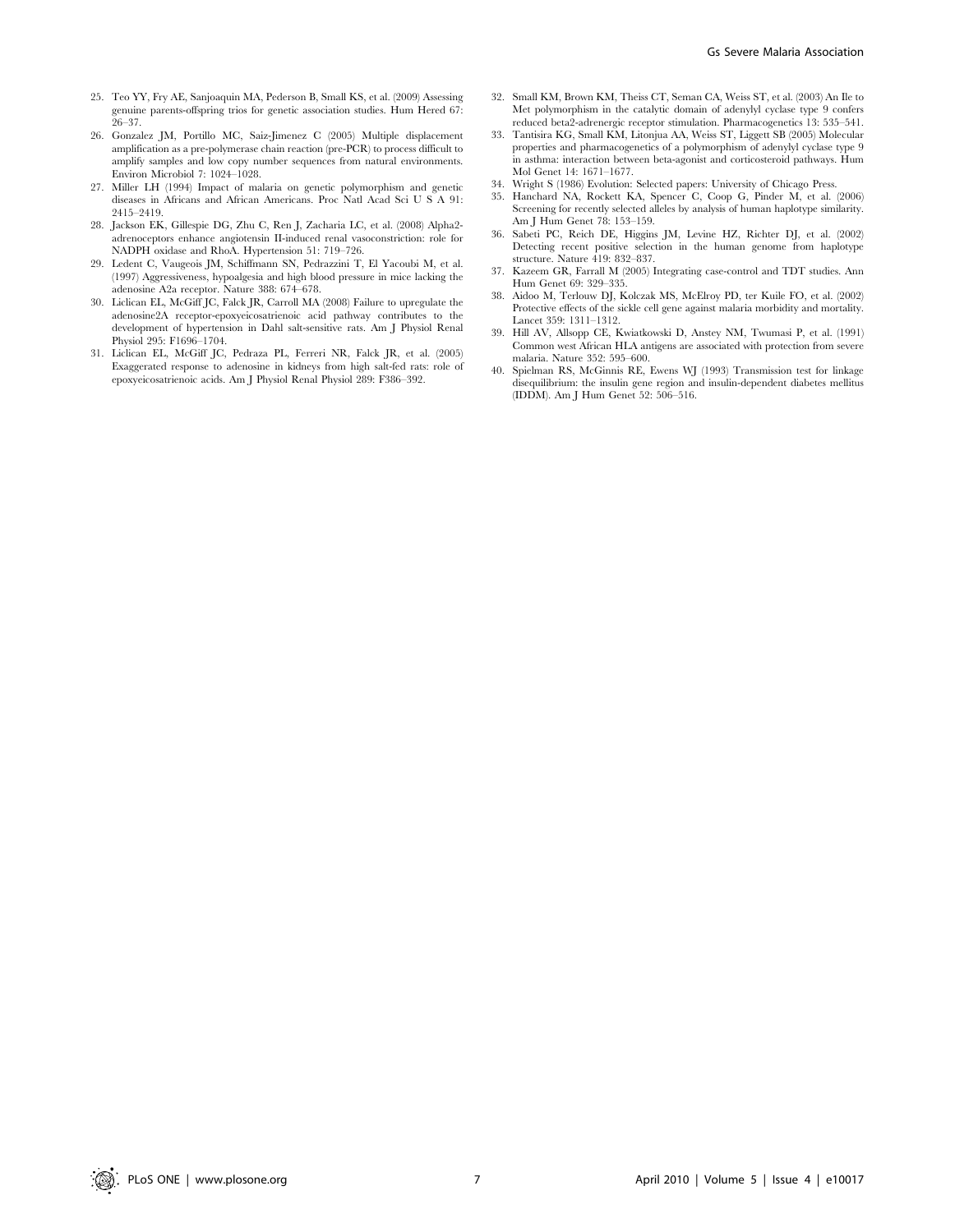25. Teo YY, Fry AE, Sanjoaquin MA, Pederson B, Small KS, et al. (2009) Assessing genuine parents-offspring trios for genetic association studies. Hum Hered 67: 26–37.
26. Gonzalez JM, Portillo MC, Saiz-Jimenez C (2005) Multiple displacement amplification as a pre-polymerase chain reaction (pre-PCR) to process difficult to amplify samples and low copy number sequences from natural environments. Environ Microbiol 7: 1024–1028.
27. Miller LH (1994) Impact of malaria on genetic polymorphism and genetic diseases in Africans and African Americans. Proc Natl Acad Sci U S A 91: 2415–2419.
28. Jackson EK, Gillespie DG, Zhu C, Ren J, Zacharia LC, et al. (2008) Alpha2-adrenoceptors enhance angiotensin II-induced renal vasoconstriction: role for NADPH oxidase and RhoA. Hypertension 51: 719–726.
29. Ledent C, Vaugeois JM, Schiffmann SN, Pedrazzini T, El Yacoubi M, et al. (1997) Aggressiveness, hypoalgesia and high blood pressure in mice lacking the adenosine A2a receptor. Nature 388: 674–678.
30. Liclican EL, McGiff JC, Falck JR, Carroll MA (2008) Failure to upregulate the adenosine2A receptor-epoxyeicosatrienoic acid pathway contributes to the development of hypertension in Dahl salt-sensitive rats. Am J Physiol Renal Physiol 295: F1696–1704.
31. Liclican EL, McGiff JC, Pedraza PL, Ferreri NR, Falck JR, et al. (2005) Exaggerated response to adenosine in kidneys from high salt-fed rats: role of epoxyeicosatrienoic acids. Am J Physiol Renal Physiol 289: F386–392.
32. Small KM, Brown KM, Theiss CT, Seman CA, Weiss ST, et al. (2003) An Ile to Met polymorphism in the catalytic domain of adenylyl cyclase type 9 confers reduced beta2-adrenergic receptor stimulation. Pharmacogenetics 13: 535–541.
33. Tantisira KG, Small KM, Litonjua AA, Weiss ST, Liggett SB (2005) Molecular properties and pharmacogenetics of a polymorphism of adenylyl cyclase type 9 in asthma: interaction between beta-agonist and corticosteroid pathways. Hum Mol Genet 14: 1671–1677.
34. Wright S (1986) Evolution: Selected papers: University of Chicago Press.
35. Hanchard NA, Rockett KA, Spencer C, Coop G, Pinder M, et al. (2006) Screening for recently selected alleles by analysis of human haplotype similarity. Am J Hum Genet 78: 153–159.
36. Sabeti PC, Reich DE, Higgins JM, Levine HZ, Richter DJ, et al. (2002) Detecting recent positive selection in the human genome from haplotype structure. Nature 419: 832–837.
37. Kazeem GR, Farrall M (2005) Integrating case-control and TDT studies. Ann Hum Genet 69: 329–335.
38. Aidoo M, Terlouw DJ, Kolczak MS, McElroy PD, ter Kuile FO, et al. (2002) Protective effects of the sickle cell gene against malaria morbidity and mortality. Lancet 359: 1311–1312.
39. Hill AV, Allsopp CE, Kwiatkowski D, Anstey NM, Twumasi P, et al. (1991) Common west African HLA antigens are associated with protection from severe malaria. Nature 352: 595–600.
40. Spielman RS, McGinnis RE, Ewens WJ (1993) Transmission test for linkage disequilibrium: the insulin gene region and insulin-dependent diabetes mellitus (IDDM). Am J Hum Genet 52: 506–516.